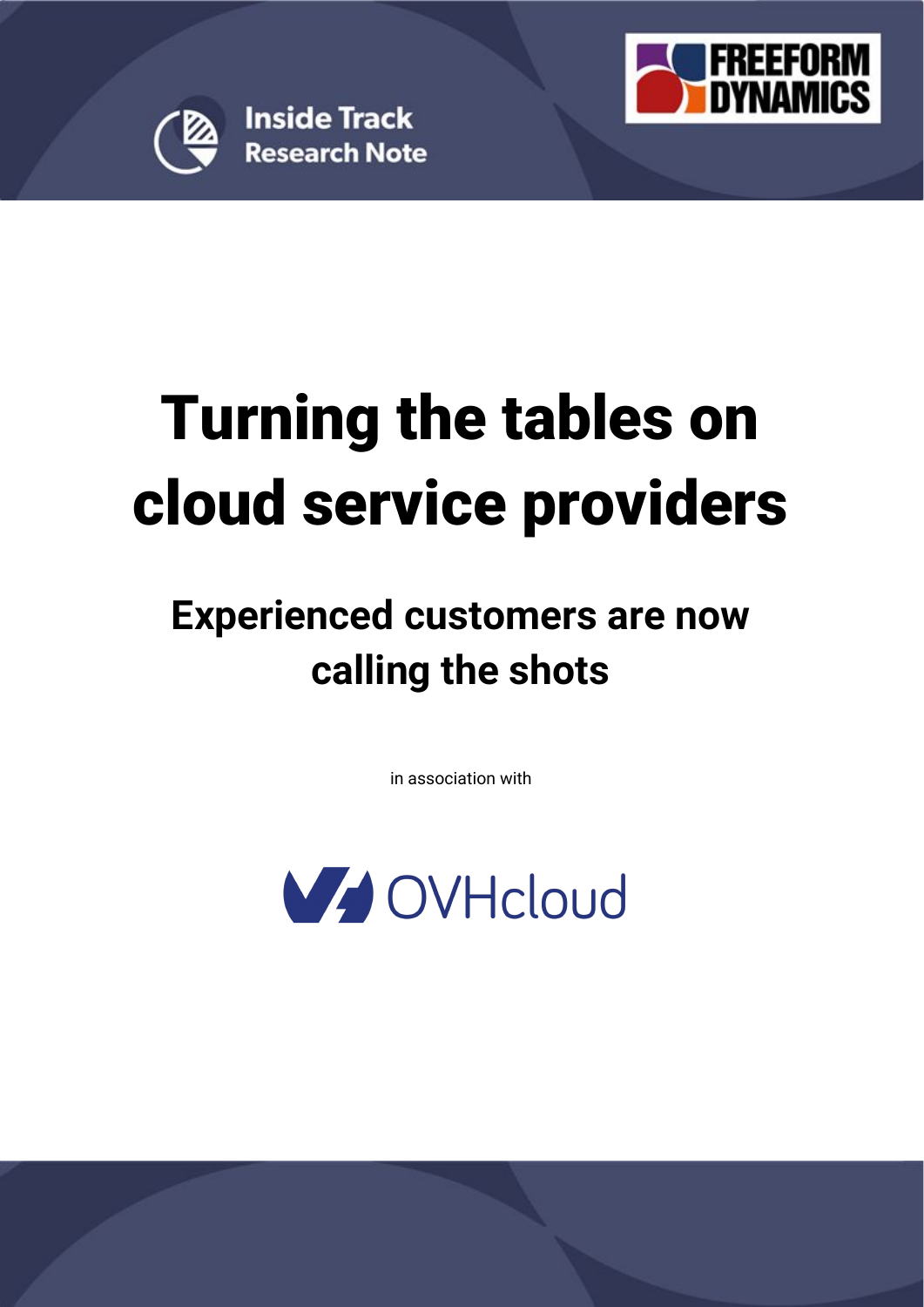Inside Track
Research Note

FREEFORM DYNAMICS

# Turning the tables on cloud service providers

## Experienced customers are now calling the shots

in association with

OVHcloud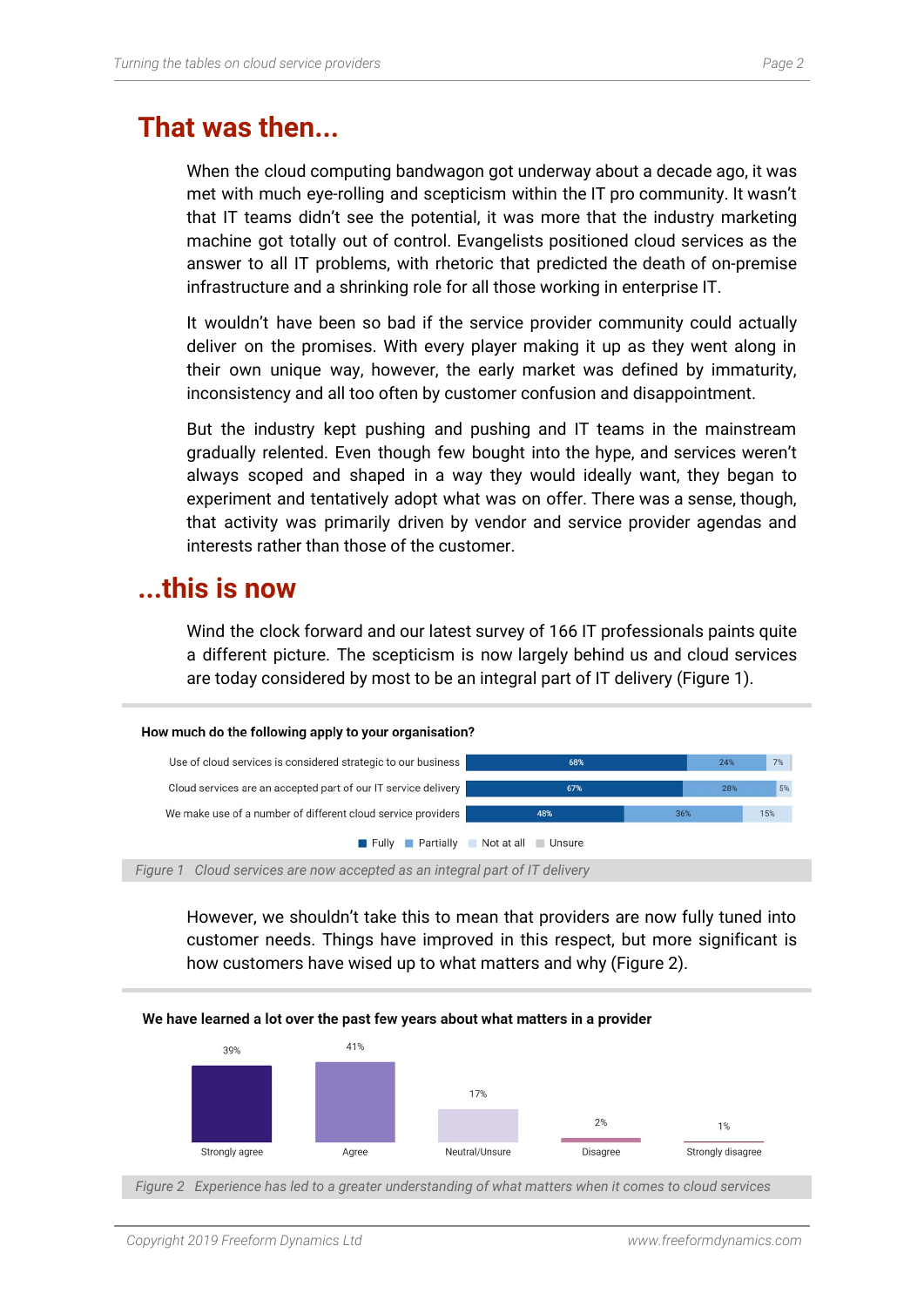## That was then...

When the cloud computing bandwagon got underway about a decade ago, it was met with much eye-rolling and scepticism within the IT pro community. It wasn't that IT teams didn't see the potential, it was more that the industry marketing machine got totally out of control. Evangelists positioned cloud services as the answer to all IT problems, with rhetoric that predicted the death of on-premise infrastructure and a shrinking role for all those working in enterprise IT.

It wouldn't have been so bad if the service provider community could actually deliver on the promises. With every player making it up as they went along in their own unique way, however, the early market was defined by immaturity, inconsistency and all too often by customer confusion and disappointment.

But the industry kept pushing and pushing and IT teams in the mainstream gradually relented. Even though few bought into the hype, and services weren't always scoped and shaped in a way they would ideally want, they began to experiment and tentatively adopt what was on offer. There was a sense, though, that activity was primarily driven by vendor and service provider agendas and interests rather than those of the customer.

## ...this is now

Wind the clock forward and our latest survey of 166 IT professionals paints quite a different picture. The scepticism is now largely behind us and cloud services are today considered by most to be an integral part of IT delivery (Figure 1).

**How much do the following apply to your organisation?**

| | Fully | Partially | Not at all | Unsure |
|---|---|---|---|---|
| Use of cloud services is considered strategic to our business | 68% | 24% | 7% | |
| Cloud services are an accepted part of our IT service delivery | 67% | 28% | 5% | |
| We make use of a number of different cloud service providers | 48% | 36% | 15% | |

*Figure 1 Cloud services are now accepted as an integral part of IT delivery*

However, we shouldn't take this to mean that providers are now fully tuned into customer needs. Things have improved in this respect, but more significant is how customers have wised up to what matters and why (Figure 2).

**We have learned a lot over the past few years about what matters in a provider**

| Strongly agree | Agree | Neutral/Unsure | Disagree | Strongly disagree |
|---|---|---|---|---|
| 39% | 41% | 17% | 2% | 1% |

*Figure 2 Experience has led to a greater understanding of what matters when it comes to cloud services*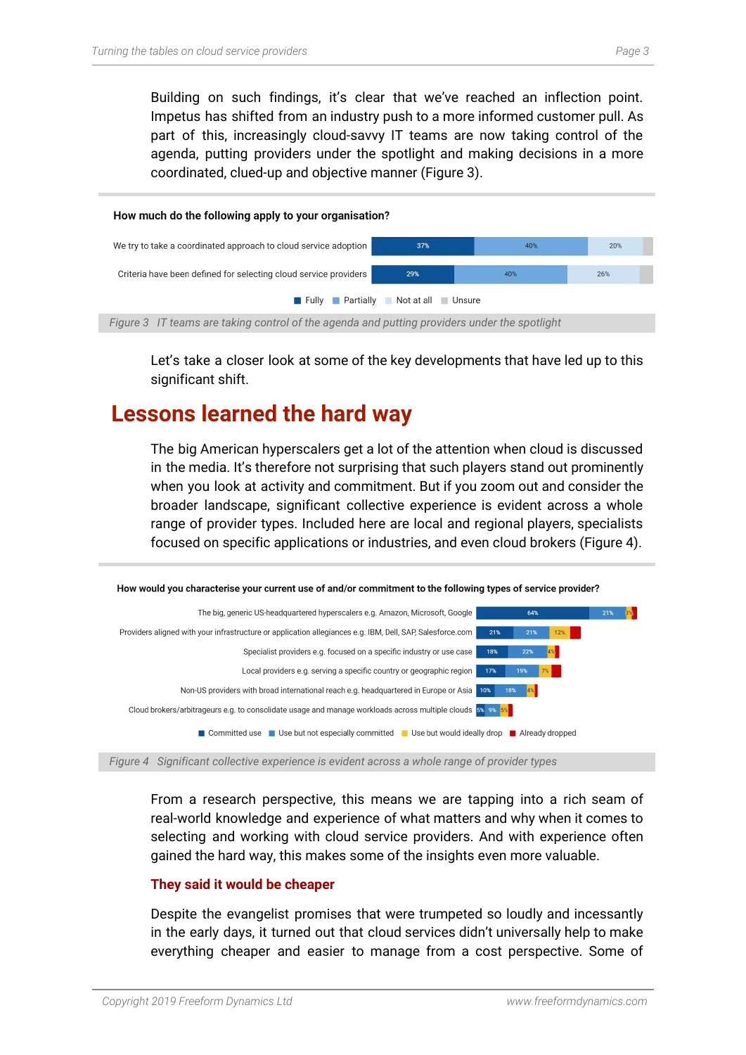Building on such findings, it's clear that we've reached an inflection point. Impetus has shifted from an industry push to a more informed customer pull. As part of this, increasingly cloud-savvy IT teams are now taking control of the agenda, putting providers under the spotlight and making decisions in a more coordinated, clued-up and objective manner (Figure 3).

**How much do the following apply to your organisation?**

| | Fully | Partially | Not at all | Unsure |
|---|---|---|---|---|
| We try to take a coordinated approach to cloud service adoption | 37% | 40% | 20% | |
| Criteria have been defined for selecting cloud service providers | 29% | 40% | 26% | |

*Figure 3 IT teams are taking control of the agenda and putting providers under the spotlight*

Let's take a closer look at some of the key developments that have led up to this significant shift.

## Lessons learned the hard way

The big American hyperscalers get a lot of the attention when cloud is discussed in the media. It's therefore not surprising that such players stand out prominently when you look at activity and commitment. But if you zoom out and consider the broader landscape, significant collective experience is evident across a whole range of provider types. Included here are local and regional players, specialists focused on specific applications or industries, and even cloud brokers (Figure 4).

**How would you characterise your current use of and/or commitment to the following types of service provider?**

| | Committed use | Use but not especially committed | Use but would ideally drop | Already dropped |
|---|---|---|---|---|
| The big, generic US-headquartered hyperscalers e.g. Amazon, Microsoft, Google | 64% | 21% | 3% | |
| Providers aligned with your infrastructure or application allegiances e.g. IBM, Dell, SAP, Salesforce.com | 21% | 21% | 12% | |
| Specialist providers e.g. focused on a specific industry or use case | 18% | 22% | 4% | |
| Local providers e.g. serving a specific country or geographic region | 17% | 19% | 7% | |
| Non-US providers with broad international reach e.g. headquartered in Europe or Asia | 10% | 18% | 4% | |
| Cloud brokers/arbitrageurs e.g. to consolidate usage and manage workloads across multiple clouds | 5% | 9% | 5% | |

*Figure 4 Significant collective experience is evident across a whole range of provider types*

From a research perspective, this means we are tapping into a rich seam of real-world knowledge and experience of what matters and why when it comes to selecting and working with cloud service providers. And with experience often gained the hard way, this makes some of the insights even more valuable.

### They said it would be cheaper

Despite the evangelist promises that were trumpeted so loudly and incessantly in the early days, it turned out that cloud services didn't universally help to make everything cheaper and easier to manage from a cost perspective. Some of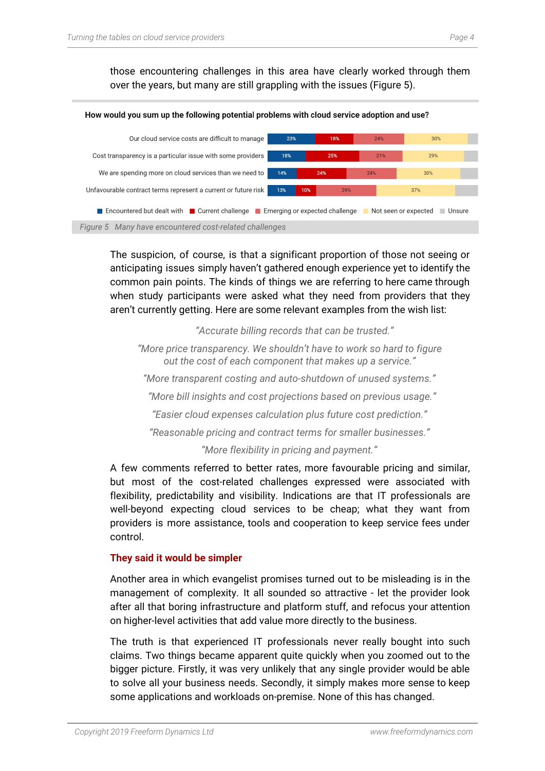those encountering challenges in this area have clearly worked through them over the years, but many are still grappling with the issues (Figure 5).

**How would you sum up the following potential problems with cloud service adoption and use?**

| | Encountered but dealt with | Current challenge | Emerging or expected challenge | Not seen or expected | Unsure |
|---|---|---|---|---|---|
| Our cloud service costs are difficult to manage | 23% | 18% | 24% | 30% | |
| Cost transparency is a particular issue with some providers | 18% | 25% | 21% | 29% | |
| We are spending more on cloud services than we need to | 14% | 24% | 24% | 30% | |
| Unfavourable contract terms represent a current or future risk | 13% | 10% | 29% | 37% | |

*Figure 5 Many have encountered cost-related challenges*

The suspicion, of course, is that a significant proportion of those not seeing or anticipating issues simply haven't gathered enough experience yet to identify the common pain points. The kinds of things we are referring to here came through when study participants were asked what they need from providers that they aren't currently getting. Here are some relevant examples from the wish list:

> *"Accurate billing records that can be trusted."*
>
> *"More price transparency. We shouldn't have to work so hard to figure out the cost of each component that makes up a service."*
>
> *"More transparent costing and auto-shutdown of unused systems."*
>
> *"More bill insights and cost projections based on previous usage."*
>
> *"Easier cloud expenses calculation plus future cost prediction."*
>
> *"Reasonable pricing and contract terms for smaller businesses."*
>
> *"More flexibility in pricing and payment."*

A few comments referred to better rates, more favourable pricing and similar, but most of the cost-related challenges expressed were associated with flexibility, predictability and visibility. Indications are that IT professionals are well-beyond expecting cloud services to be cheap; what they want from providers is more assistance, tools and cooperation to keep service fees under control.

## They said it would be simpler

Another area in which evangelist promises turned out to be misleading is in the management of complexity. It all sounded so attractive - let the provider look after all that boring infrastructure and platform stuff, and refocus your attention on higher-level activities that add value more directly to the business.

The truth is that experienced IT professionals never really bought into such claims. Two things became apparent quite quickly when you zoomed out to the bigger picture. Firstly, it was very unlikely that any single provider would be able to solve all your business needs. Secondly, it simply makes more sense to keep some applications and workloads on-premise. None of this has changed.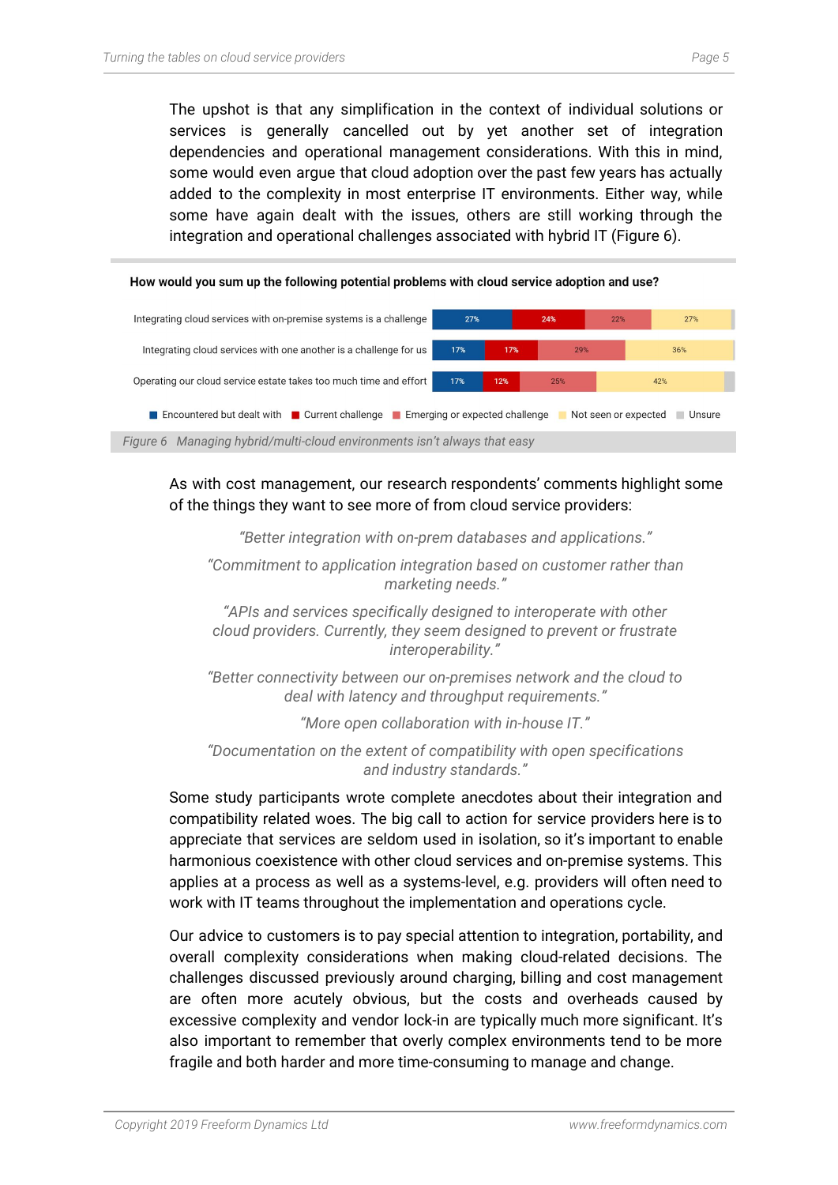The upshot is that any simplification in the context of individual solutions or services is generally cancelled out by yet another set of integration dependencies and operational management considerations. With this in mind, some would even argue that cloud adoption over the past few years has actually added to the complexity in most enterprise IT environments. Either way, while some have again dealt with the issues, others are still working through the integration and operational challenges associated with hybrid IT (Figure 6).

**How would you sum up the following potential problems with cloud service adoption and use?**

| | Encountered but dealt with | Current challenge | Emerging or expected challenge | Not seen or expected | Unsure |
|---|---|---|---|---|---|
| Integrating cloud services with on-premise systems is a challenge | 27% | 24% | 22% | 27% | |
| Integrating cloud services with one another is a challenge for us | 17% | 17% | 29% | 36% | |
| Operating our cloud service estate takes too much time and effort | 17% | 12% | 25% | 42% | |

*Figure 6 Managing hybrid/multi-cloud environments isn't always that easy*

As with cost management, our research respondents' comments highlight some of the things they want to see more of from cloud service providers:

*"Better integration with on-prem databases and applications."*

*"Commitment to application integration based on customer rather than marketing needs."*

*"APIs and services specifically designed to interoperate with other cloud providers. Currently, they seem designed to prevent or frustrate interoperability."*

*"Better connectivity between our on-premises network and the cloud to deal with latency and throughput requirements."*

*"More open collaboration with in-house IT."*

*"Documentation on the extent of compatibility with open specifications and industry standards."*

Some study participants wrote complete anecdotes about their integration and compatibility related woes. The big call to action for service providers here is to appreciate that services are seldom used in isolation, so it's important to enable harmonious coexistence with other cloud services and on-premise systems. This applies at a process as well as a systems-level, e.g. providers will often need to work with IT teams throughout the implementation and operations cycle.

Our advice to customers is to pay special attention to integration, portability, and overall complexity considerations when making cloud-related decisions. The challenges discussed previously around charging, billing and cost management are often more acutely obvious, but the costs and overheads caused by excessive complexity and vendor lock-in are typically much more significant. It's also important to remember that overly complex environments tend to be more fragile and both harder and more time-consuming to manage and change.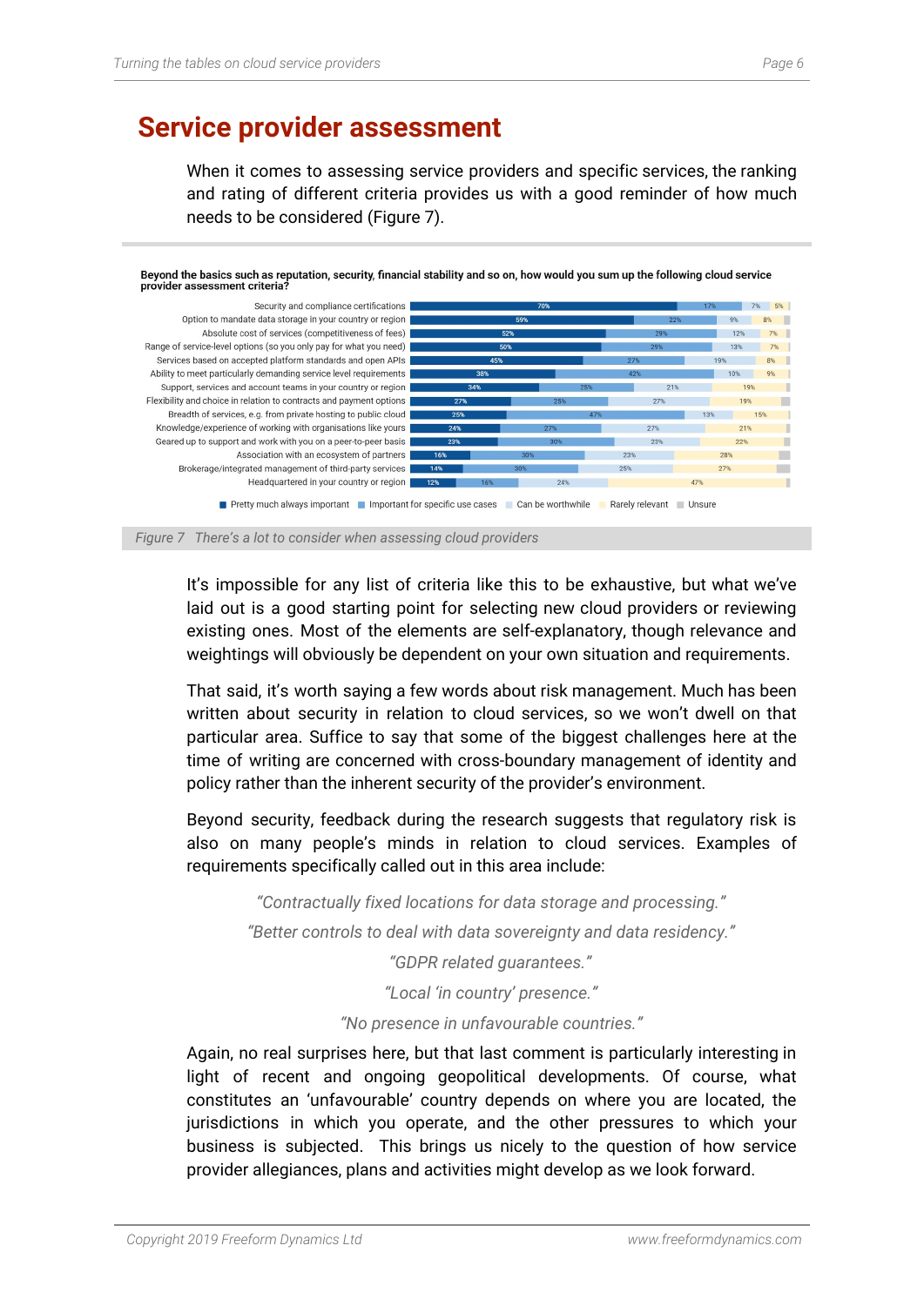# Service provider assessment

When it comes to assessing service providers and specific services, the ranking and rating of different criteria provides us with a good reminder of how much needs to be considered (Figure 7).

**Beyond the basics such as reputation, security, financial stability and so on, how would you sum up the following cloud service provider assessment criteria?**

| Criteria | Pretty much always important | Important for specific use cases | Can be worthwhile | Rarely relevant | Unsure |
|---|---|---|---|---|---|
| Security and compliance certifications | 70% | 17% | 7% | 5% | |
| Option to mandate data storage in your country or region | 59% | 22% | 9% | 8% | |
| Absolute cost of services (competitiveness of fees) | 52% | 29% | 12% | 7% | |
| Range of service-level options (so you only pay for what you need) | 50% | 29% | 13% | 7% | |
| Services based on accepted platform standards and open APIs | 45% | 27% | 19% | 8% | |
| Ability to meet particularly demanding service level requirements | 38% | 42% | 10% | 9% | |
| Support, services and account teams in your country or region | 34% | 25% | 21% | 19% | |
| Flexibility and choice in relation to contracts and payment options | 27% | 25% | 27% | 19% | |
| Breadth of services, e.g. from private hosting to public cloud | 25% | 47% | 13% | 15% | |
| Knowledge/experience of working with organisations like yours | 24% | 27% | 27% | 21% | |
| Geared up to support and work with you on a peer-to-peer basis | 23% | 30% | 23% | 22% | |
| Association with an ecosystem of partners | 16% | 30% | 23% | 28% | |
| Brokerage/integrated management of third-party services | 14% | 30% | 25% | 27% | |
| Headquartered in your country or region | 12% | 16% | 24% | 47% | |

*Figure 7 There's a lot to consider when assessing cloud providers*

It's impossible for any list of criteria like this to be exhaustive, but what we've laid out is a good starting point for selecting new cloud providers or reviewing existing ones. Most of the elements are self-explanatory, though relevance and weightings will obviously be dependent on your own situation and requirements.

That said, it's worth saying a few words about risk management. Much has been written about security in relation to cloud services, so we won't dwell on that particular area. Suffice to say that some of the biggest challenges here at the time of writing are concerned with cross-boundary management of identity and policy rather than the inherent security of the provider's environment.

Beyond security, feedback during the research suggests that regulatory risk is also on many people's minds in relation to cloud services. Examples of requirements specifically called out in this area include:

*"Contractually fixed locations for data storage and processing."*

*"Better controls to deal with data sovereignty and data residency."*

*"GDPR related guarantees."*

*"Local 'in country' presence."*

*"No presence in unfavourable countries."*

Again, no real surprises here, but that last comment is particularly interesting in light of recent and ongoing geopolitical developments. Of course, what constitutes an 'unfavourable' country depends on where you are located, the jurisdictions in which you operate, and the other pressures to which your business is subjected. This brings us nicely to the question of how service provider allegiances, plans and activities might develop as we look forward.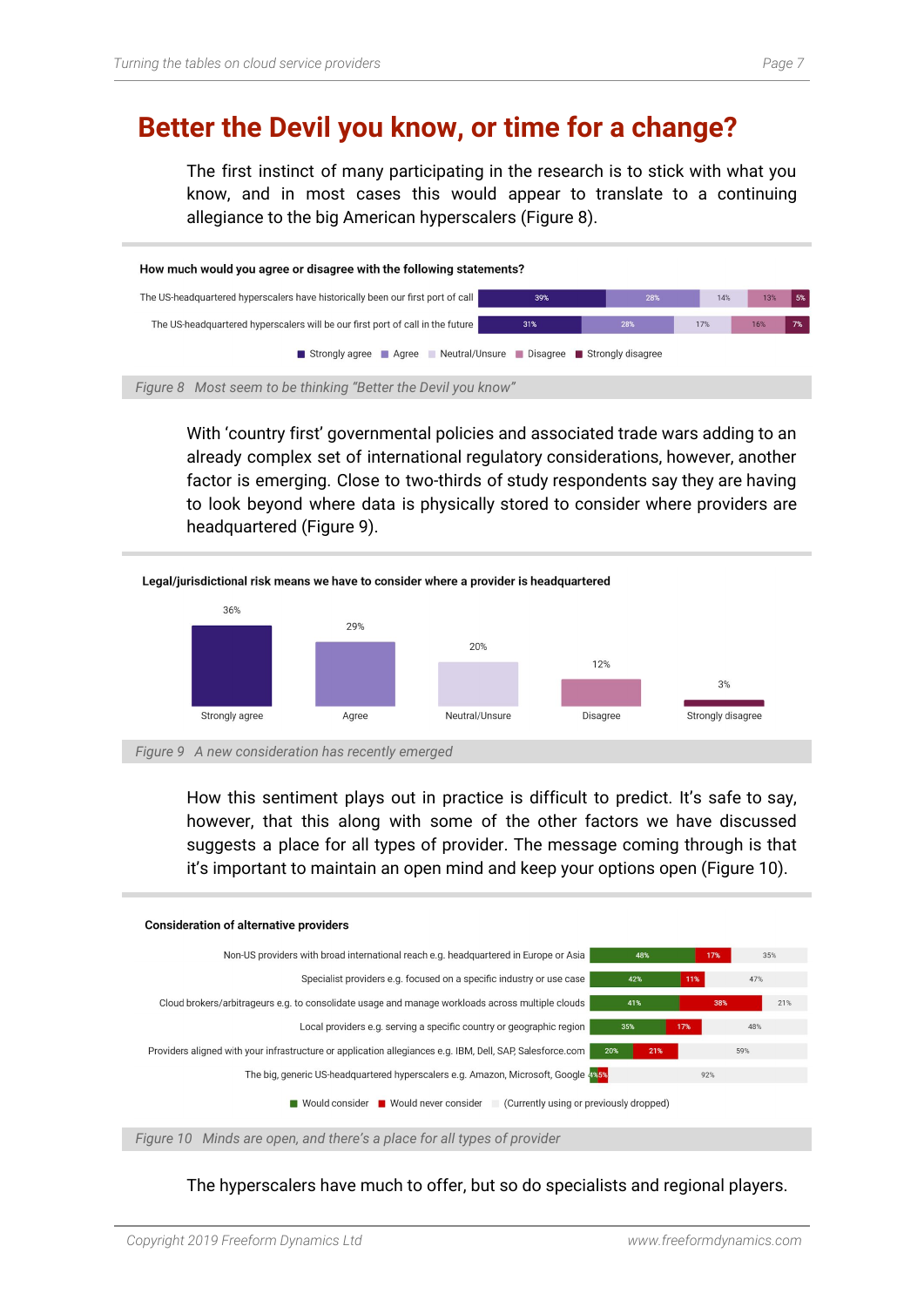# Better the Devil you know, or time for a change?

The first instinct of many participating in the research is to stick with what you know, and in most cases this would appear to translate to a continuing allegiance to the big American hyperscalers (Figure 8).

**How much would you agree or disagree with the following statements?**

| Statement | Strongly agree | Agree | Neutral/Unsure | Disagree | Strongly disagree |
|---|---|---|---|---|---|
| The US-headquartered hyperscalers have historically been our first port of call | 39% | 28% | 14% | 13% | 5% |
| The US-headquartered hyperscalers will be our first port of call in the future | 31% | 28% | 17% | 16% | 7% |

*Figure 8 Most seem to be thinking "Better the Devil you know"*

With 'country first' governmental policies and associated trade wars adding to an already complex set of international regulatory considerations, however, another factor is emerging. Close to two-thirds of study respondents say they are having to look beyond where data is physically stored to consider where providers are headquartered (Figure 9).

**Legal/jurisdictional risk means we have to consider where a provider is headquartered**

| Strongly agree | Agree | Neutral/Unsure | Disagree | Strongly disagree |
|---|---|---|---|---|
| 36% | 29% | 20% | 12% | 3% |

*Figure 9 A new consideration has recently emerged*

How this sentiment plays out in practice is difficult to predict. It's safe to say, however, that this along with some of the other factors we have discussed suggests a place for all types of provider. The message coming through is that it's important to maintain an open mind and keep your options open (Figure 10).

**Consideration of alternative providers**

| Provider type | Would consider | Would never consider | (Currently using or previously dropped) |
|---|---|---|---|
| Non-US providers with broad international reach e.g. headquartered in Europe or Asia | 48% | 17% | 35% |
| Specialist providers e.g. focused on a specific industry or use case | 42% | 11% | 47% |
| Cloud brokers/arbitrageurs e.g. to consolidate usage and manage workloads across multiple clouds | 41% | 38% | 21% |
| Local providers e.g. serving a specific country or geographic region | 35% | 17% | 48% |
| Providers aligned with your infrastructure or application allegiances e.g. IBM, Dell, SAP, Salesforce.com | 20% | 21% | 59% |
| The big, generic US-headquartered hyperscalers e.g. Amazon, Microsoft, Google | 4% | 5% | 92% |

*Figure 10 Minds are open, and there's a place for all types of provider*

The hyperscalers have much to offer, but so do specialists and regional players.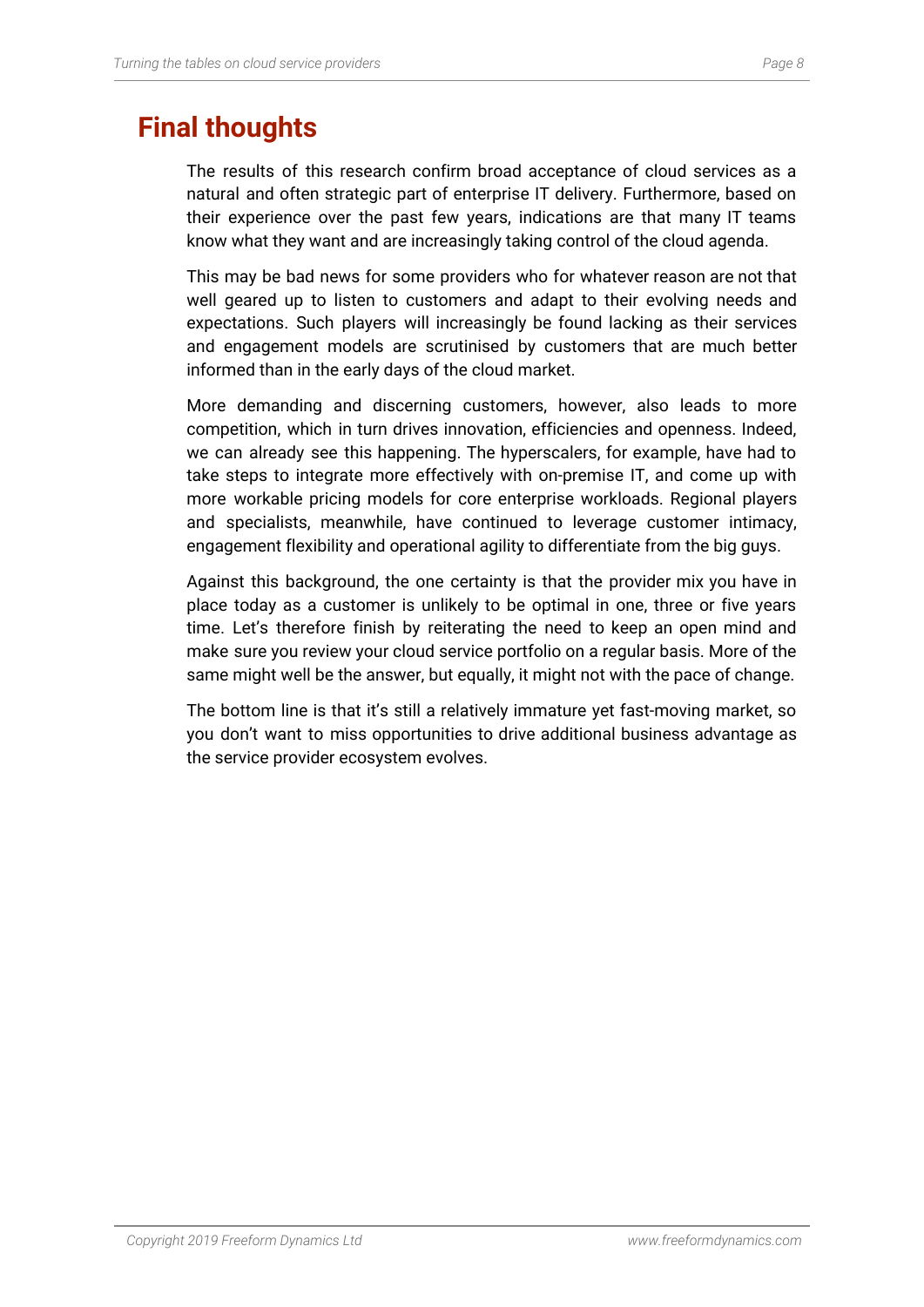# Final thoughts

The results of this research confirm broad acceptance of cloud services as a natural and often strategic part of enterprise IT delivery. Furthermore, based on their experience over the past few years, indications are that many IT teams know what they want and are increasingly taking control of the cloud agenda.

This may be bad news for some providers who for whatever reason are not that well geared up to listen to customers and adapt to their evolving needs and expectations. Such players will increasingly be found lacking as their services and engagement models are scrutinised by customers that are much better informed than in the early days of the cloud market.

More demanding and discerning customers, however, also leads to more competition, which in turn drives innovation, efficiencies and openness. Indeed, we can already see this happening. The hyperscalers, for example, have had to take steps to integrate more effectively with on-premise IT, and come up with more workable pricing models for core enterprise workloads. Regional players and specialists, meanwhile, have continued to leverage customer intimacy, engagement flexibility and operational agility to differentiate from the big guys.

Against this background, the one certainty is that the provider mix you have in place today as a customer is unlikely to be optimal in one, three or five years time. Let's therefore finish by reiterating the need to keep an open mind and make sure you review your cloud service portfolio on a regular basis. More of the same might well be the answer, but equally, it might not with the pace of change.

The bottom line is that it's still a relatively immature yet fast-moving market, so you don't want to miss opportunities to drive additional business advantage as the service provider ecosystem evolves.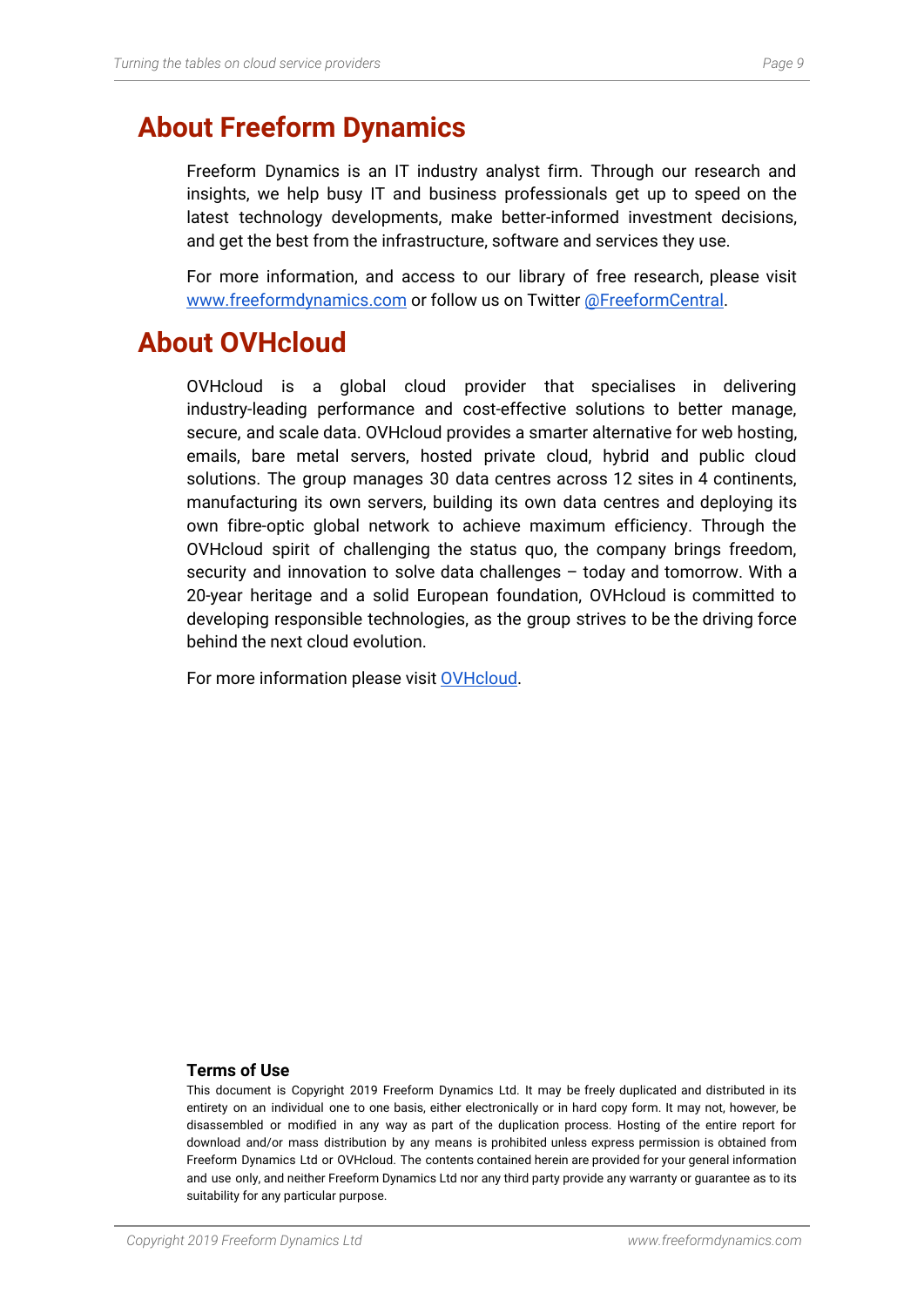## About Freeform Dynamics

Freeform Dynamics is an IT industry analyst firm. Through our research and insights, we help busy IT and business professionals get up to speed on the latest technology developments, make better-informed investment decisions, and get the best from the infrastructure, software and services they use.

For more information, and access to our library of free research, please visit [www.freeformdynamics.com](http://www.freeformdynamics.com) or follow us on Twitter [@FreeformCentral](https://twitter.com/FreeformCentral).

## About OVHcloud

OVHcloud is a global cloud provider that specialises in delivering industry-leading performance and cost-effective solutions to better manage, secure, and scale data. OVHcloud provides a smarter alternative for web hosting, emails, bare metal servers, hosted private cloud, hybrid and public cloud solutions. The group manages 30 data centres across 12 sites in 4 continents, manufacturing its own servers, building its own data centres and deploying its own fibre-optic global network to achieve maximum efficiency. Through the OVHcloud spirit of challenging the status quo, the company brings freedom, security and innovation to solve data challenges – today and tomorrow. With a 20-year heritage and a solid European foundation, OVHcloud is committed to developing responsible technologies, as the group strives to be the driving force behind the next cloud evolution.

For more information please visit OVHcloud.

**Terms of Use**

This document is Copyright 2019 Freeform Dynamics Ltd. It may be freely duplicated and distributed in its entirety on an individual one to one basis, either electronically or in hard copy form. It may not, however, be disassembled or modified in any way as part of the duplication process. Hosting of the entire report for download and/or mass distribution by any means is prohibited unless express permission is obtained from Freeform Dynamics Ltd or OVHcloud. The contents contained herein are provided for your general information and use only, and neither Freeform Dynamics Ltd nor any third party provide any warranty or guarantee as to its suitability for any particular purpose.